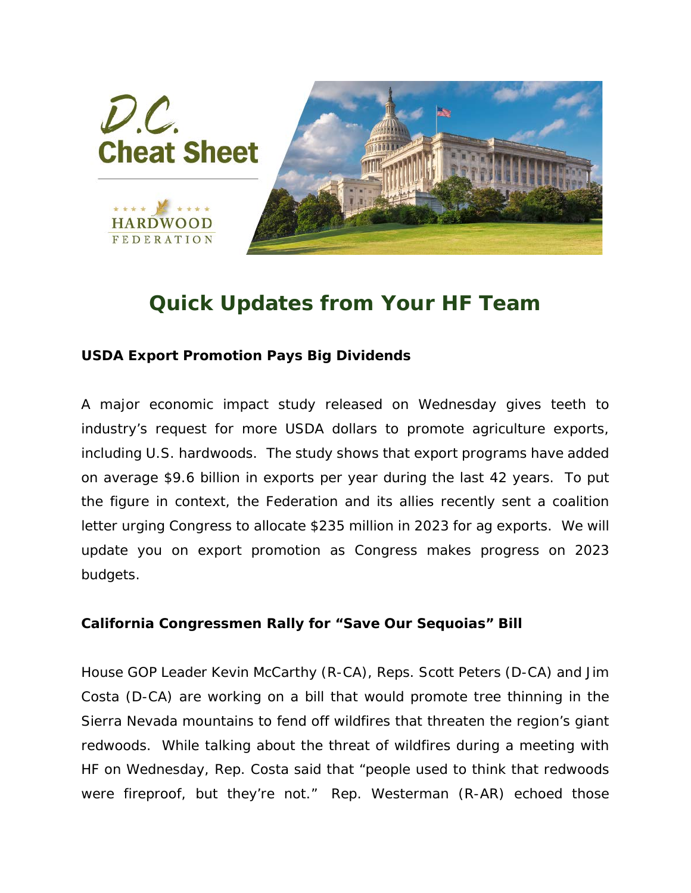D.C. Cheat Sheet

HARDWOOD FEDERATION

# Quick Updates from Your HF Team

**USDA Export Promotion Pays Big Dividends**

A major economic impact study released on Wednesday gives teeth to industry's request for more USDA dollars to promote agriculture exports, including U.S. hardwoods. The study shows that export programs have added on average $9.6 billion in exports per year during the last 42 years. To put the figure in context, the Federation and its allies recently sent a coalition letter urging Congress to allocate $235 million in 2023 for ag exports. We will update you on export promotion as Congress makes progress on 2023 budgets.

**California Congressmen Rally for "Save Our Sequoias" Bill**

House GOP Leader Kevin McCarthy (R-CA), Reps. Scott Peters (D-CA) and Jim Costa (D-CA) are working on a bill that would promote tree thinning in the Sierra Nevada mountains to fend off wildfires that threaten the region's giant redwoods. While talking about the threat of wildfires during a meeting with HF on Wednesday, Rep. Costa said that "people used to think that redwoods were fireproof, but they're not." Rep. Westerman (R-AR) echoed those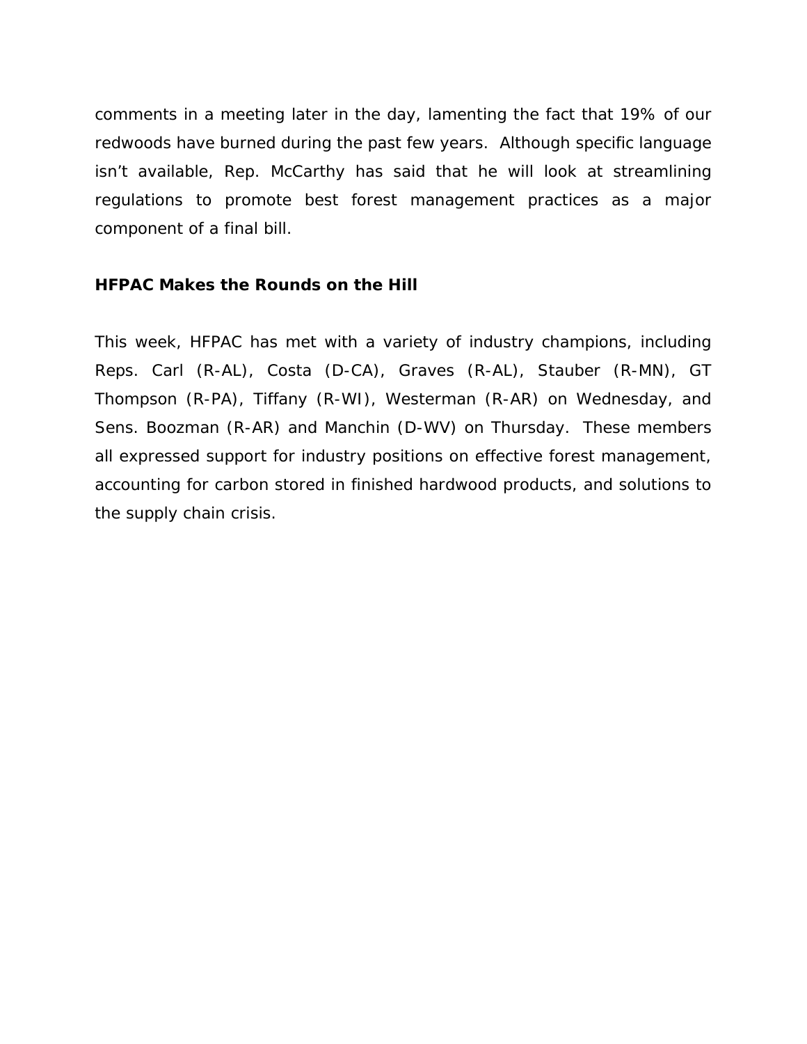comments in a meeting later in the day, lamenting the fact that 19% of our redwoods have burned during the past few years. Although specific language isn't available, Rep. McCarthy has said that he will look at streamlining regulations to promote best forest management practices as a major component of a final bill.

**HFPAC Makes the Rounds on the Hill**

This week, HFPAC has met with a variety of industry champions, including Reps. Carl (R-AL), Costa (D-CA), Graves (R-AL), Stauber (R-MN), GT Thompson (R-PA), Tiffany (R-WI), Westerman (R-AR) on Wednesday, and Sens. Boozman (R-AR) and Manchin (D-WV) on Thursday. These members all expressed support for industry positions on effective forest management, accounting for carbon stored in finished hardwood products, and solutions to the supply chain crisis.